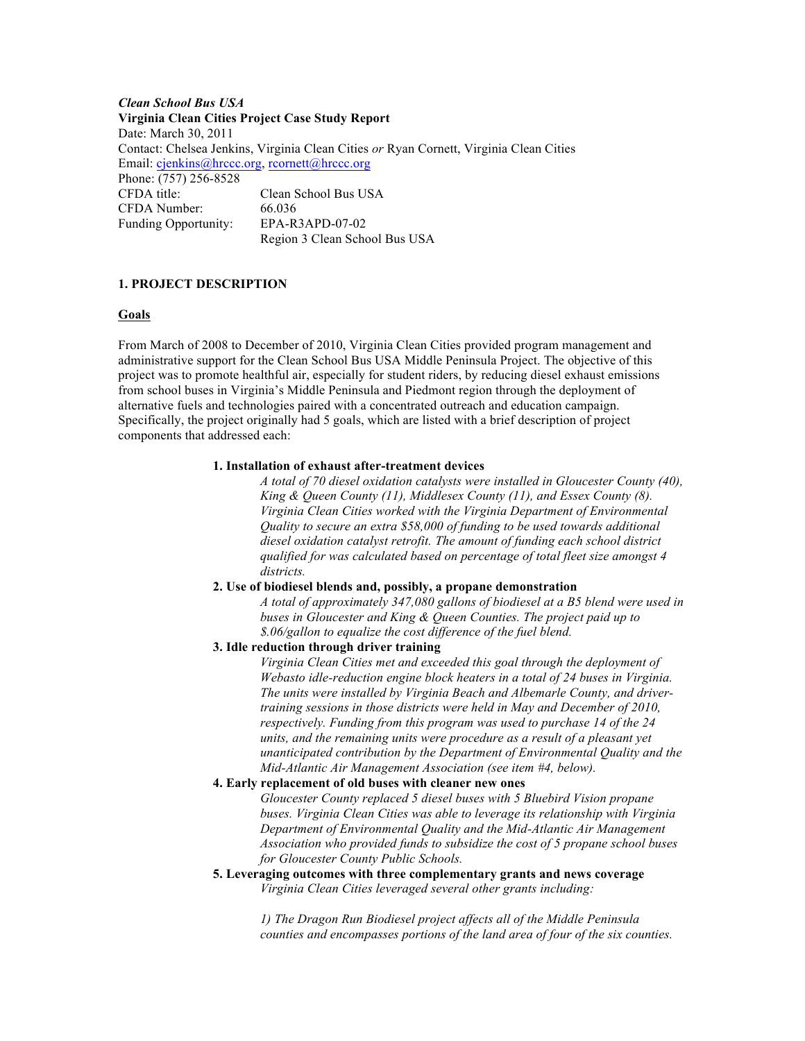***Clean School Bus USA***
**Virginia Clean Cities Project Case Study Report**
Date: March 30, 2011
Contact: Chelsea Jenkins, Virginia Clean Cities *or* Ryan Cornett, Virginia Clean Cities
Email: cjenkins@hrccc.org, rcornett@hrccc.org
Phone: (757) 256-8528

| | |
|---|---|
| CFDA title: | Clean School Bus USA |
| CFDA Number: | 66.036 |
| Funding Opportunity: | EPA-R3APD-07-02 Region 3 Clean School Bus USA |

## 1. PROJECT DESCRIPTION

### Goals

From March of 2008 to December of 2010, Virginia Clean Cities provided program management and administrative support for the Clean School Bus USA Middle Peninsula Project. The objective of this project was to promote healthful air, especially for student riders, by reducing diesel exhaust emissions from school buses in Virginia's Middle Peninsula and Piedmont region through the deployment of alternative fuels and technologies paired with a concentrated outreach and education campaign. Specifically, the project originally had 5 goals, which are listed with a brief description of project components that addressed each:

1. **Installation of exhaust after-treatment devices**
   *A total of 70 diesel oxidation catalysts were installed in Gloucester County (40), King & Queen County (11), Middlesex County (11), and Essex County (8). Virginia Clean Cities worked with the Virginia Department of Environmental Quality to secure an extra \$58,000 of funding to be used towards additional diesel oxidation catalyst retrofit. The amount of funding each school district qualified for was calculated based on percentage of total fleet size amongst 4 districts.*
2. **Use of biodiesel blends and, possibly, a propane demonstration**
   *A total of approximately 347,080 gallons of biodiesel at a B5 blend were used in buses in Gloucester and King & Queen Counties. The project paid up to \$.06/gallon to equalize the cost difference of the fuel blend.*
3. **Idle reduction through driver training**
   *Virginia Clean Cities met and exceeded this goal through the deployment of Webasto idle-reduction engine block heaters in a total of 24 buses in Virginia. The units were installed by Virginia Beach and Albemarle County, and driver-training sessions in those districts were held in May and December of 2010, respectively. Funding from this program was used to purchase 14 of the 24 units, and the remaining units were procedure as a result of a pleasant yet unanticipated contribution by the Department of Environmental Quality and the Mid-Atlantic Air Management Association (see item #4, below).*
4. **Early replacement of old buses with cleaner new ones**
   *Gloucester County replaced 5 diesel buses with 5 Bluebird Vision propane buses. Virginia Clean Cities was able to leverage its relationship with Virginia Department of Environmental Quality and the Mid-Atlantic Air Management Association who provided funds to subsidize the cost of 5 propane school buses for Gloucester County Public Schools.*
5. **Leveraging outcomes with three complementary grants and news coverage**
   *Virginia Clean Cities leveraged several other grants including:*

   *1) The Dragon Run Biodiesel project affects all of the Middle Peninsula counties and encompasses portions of the land area of four of the six counties.*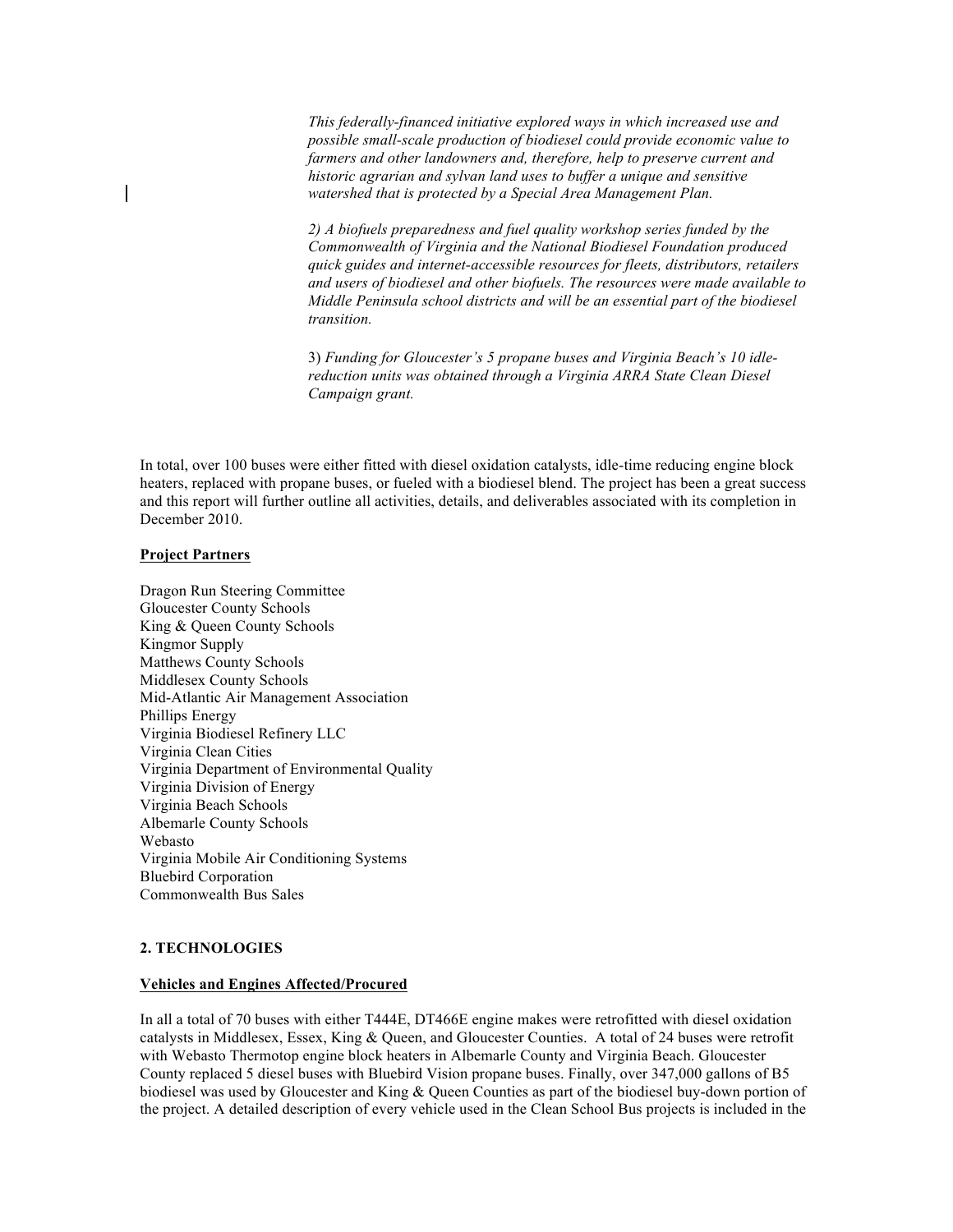*This federally-financed initiative explored ways in which increased use and possible small-scale production of biodiesel could provide economic value to farmers and other landowners and, therefore, help to preserve current and historic agrarian and sylvan land uses to buffer a unique and sensitive watershed that is protected by a Special Area Management Plan.*

*2) A biofuels preparedness and fuel quality workshop series funded by the Commonwealth of Virginia and the National Biodiesel Foundation produced quick guides and internet-accessible resources for fleets, distributors, retailers and users of biodiesel and other biofuels. The resources were made available to Middle Peninsula school districts and will be an essential part of the biodiesel transition.*

3) *Funding for Gloucester's 5 propane buses and Virginia Beach's 10 idle-reduction units was obtained through a Virginia ARRA State Clean Diesel Campaign grant.*

In total, over 100 buses were either fitted with diesel oxidation catalysts, idle-time reducing engine block heaters, replaced with propane buses, or fueled with a biodiesel blend. The project has been a great success and this report will further outline all activities, details, and deliverables associated with its completion in December 2010.

**Project Partners**

Dragon Run Steering Committee
Gloucester County Schools
King & Queen County Schools
Kingmor Supply
Matthews County Schools
Middlesex County Schools
Mid-Atlantic Air Management Association
Phillips Energy
Virginia Biodiesel Refinery LLC
Virginia Clean Cities
Virginia Department of Environmental Quality
Virginia Division of Energy
Virginia Beach Schools
Albemarle County Schools
Webasto
Virginia Mobile Air Conditioning Systems
Bluebird Corporation
Commonwealth Bus Sales

## 2. TECHNOLOGIES

**Vehicles and Engines Affected/Procured**

In all a total of 70 buses with either T444E, DT466E engine makes were retrofitted with diesel oxidation catalysts in Middlesex, Essex, King & Queen, and Gloucester Counties. A total of 24 buses were retrofit with Webasto Thermotop engine block heaters in Albemarle County and Virginia Beach. Gloucester County replaced 5 diesel buses with Bluebird Vision propane buses. Finally, over 347,000 gallons of B5 biodiesel was used by Gloucester and King & Queen Counties as part of the biodiesel buy-down portion of the project. A detailed description of every vehicle used in the Clean School Bus projects is included in the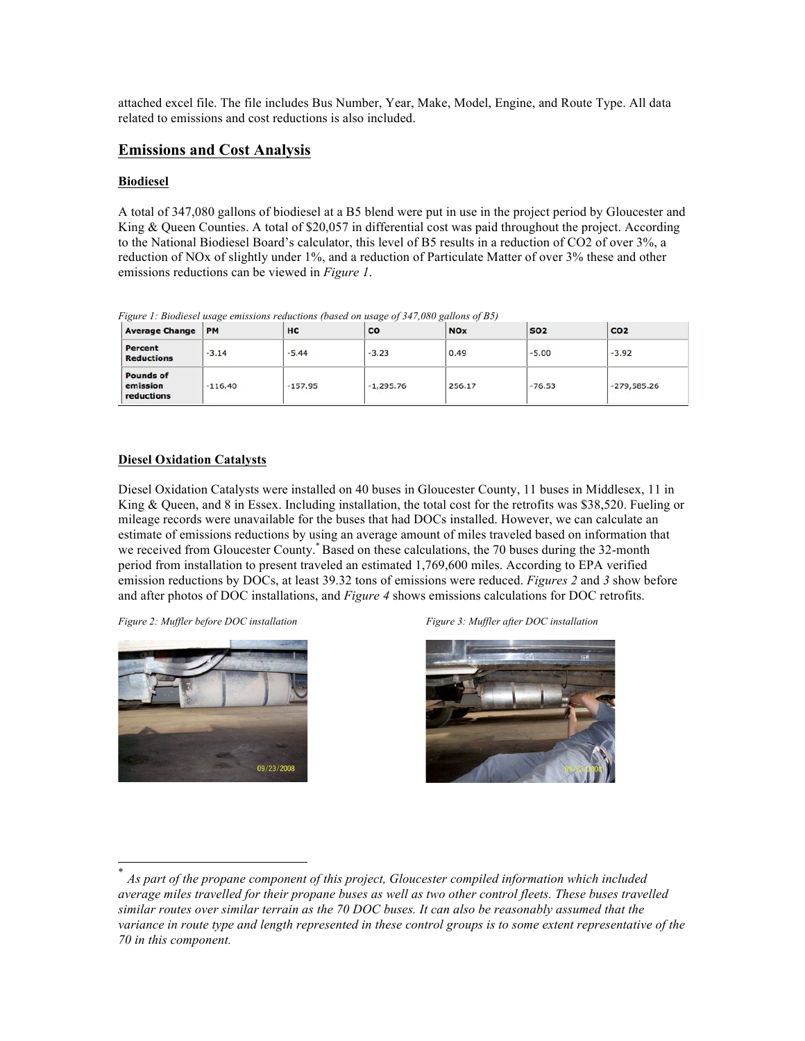attached excel file. The file includes Bus Number, Year, Make, Model, Engine, and Route Type. All data related to emissions and cost reductions is also included.

## Emissions and Cost Analysis

### Biodiesel

A total of 347,080 gallons of biodiesel at a B5 blend were put in use in the project period by Gloucester and King & Queen Counties. A total of $20,057 in differential cost was paid throughout the project. According to the National Biodiesel Board's calculator, this level of B5 results in a reduction of $CO_2$ of over 3%, a reduction of $NO_x$ of slightly under 1%, and a reduction of Particulate Matter of over 3% these and other emissions reductions can be viewed in *Figure 1*.

*Figure 1: Biodiesel usage emissions reductions (based on usage of 347,080 gallons of B5)*

| Average Change | PM | HC | CO | NOx | SO2 | CO2 |
|---|---|---|---|---|---|---|
| Percent Reductions | -3.14 | -5.44 | -3.23 | 0.49 | -5.00 | -3.92 |
| Pounds of emission reductions | -116.40 | -157.95 | -1,295.76 | 256.17 | -76.53 | -279,585.26 |

### Diesel Oxidation Catalysts

Diesel Oxidation Catalysts were installed on 40 buses in Gloucester County, 11 buses in Middlesex, 11 in King & Queen, and 8 in Essex. Including installation, the total cost for the retrofits was $38,520. Fueling or mileage records were unavailable for the buses that had DOCs installed. However, we can calculate an estimate of emissions reductions by using an average amount of miles traveled based on information that we received from Gloucester County.* Based on these calculations, the 70 buses during the 32-month period from installation to present traveled an estimated 1,769,600 miles. According to EPA verified emission reductions by DOCs, at least 39.32 tons of emissions were reduced. *Figures 2* and *3* show before and after photos of DOC installations, and *Figure 4* shows emissions calculations for DOC retrofits.

*Figure 2: Muffler before DOC installation*

*Figure 3: Muffler after DOC installation*

---

\* *As part of the propane component of this project, Gloucester compiled information which included average miles travelled for their propane buses as well as two other control fleets. These buses travelled similar routes over similar terrain as the 70 DOC buses. It can also be reasonably assumed that the variance in route type and length represented in these control groups is to some extent representative of the 70 in this component.*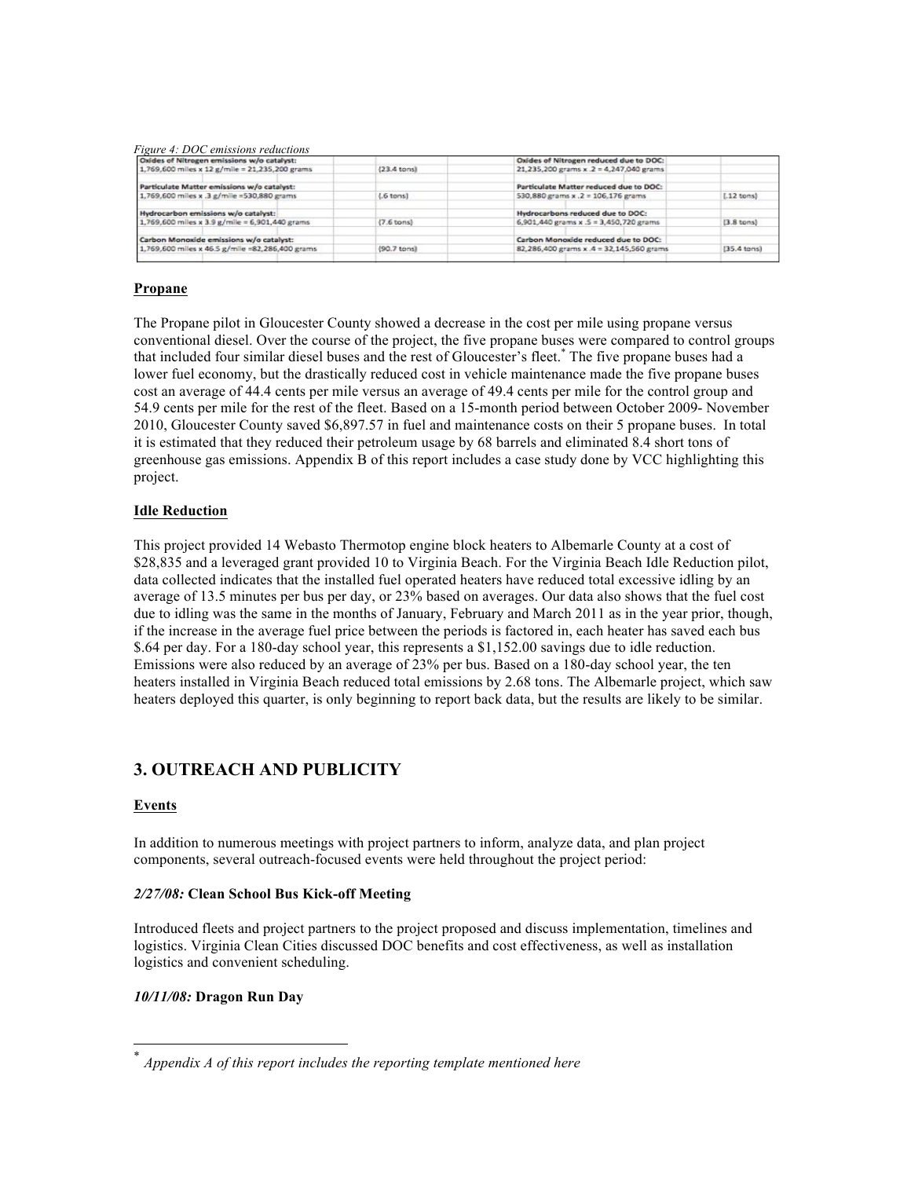*Figure 4: DOC emissions reductions*

| | | | | | |
|---|---|---|---|---|---|
| **Oxides of Nitrogen emissions w/o catalyst:** | | | **Oxides of Nitrogen reduced due to DOC:** | | |
| 1,769,600 miles x 12 g/mile = 21,235,200 grams | | (23.4 tons) | 21,235,200 grams x .2 = 4,247,040 grams | | |
| **Particulate Matter emissions w/o catalyst:** | | | **Particulate Matter reduced due to DOC:** | | |
| 1,769,600 miles x .3 g/mile =530,880 grams | | (.6 tons) | 530,880 grams x .2 = 106,176 grams | | (.12 tons) |
| **Hydrocarbon emissions w/o catalyst:** | | | **Hydrocarbons reduced due to DOC:** | | |
| 1,769,600 miles x 3.9 g/mile = 6,901,440 grams | | (7.6 tons) | 6,901,440 grams x .5 = 3,450,720 grams | | (3.8 tons) |
| **Carbon Monoxide emissions w/o catalyst:** | | | **Carbon Monoxide reduced due to DOC:** | | |
| 1,769,600 miles x 46.5 g/mile =82,286,400 grams | | (90.7 tons) | 82,286,400 grams x .4 = 32,145,560 grams | | (35.4 tons) |

**Propane**

The Propane pilot in Gloucester County showed a decrease in the cost per mile using propane versus conventional diesel. Over the course of the project, the five propane buses were compared to control groups that included four similar diesel buses and the rest of Gloucester's fleet.* The five propane buses had a lower fuel economy, but the drastically reduced cost in vehicle maintenance made the five propane buses cost an average of 44.4 cents per mile versus an average of 49.4 cents per mile for the control group and 54.9 cents per mile for the rest of the fleet. Based on a 15-month period between October 2009- November 2010, Gloucester County saved $6,897.57 in fuel and maintenance costs on their 5 propane buses. In total it is estimated that they reduced their petroleum usage by 68 barrels and eliminated 8.4 short tons of greenhouse gas emissions. Appendix B of this report includes a case study done by VCC highlighting this project.

**Idle Reduction**

This project provided 14 Webasto Thermotop engine block heaters to Albemarle County at a cost of $28,835 and a leveraged grant provided 10 to Virginia Beach. For the Virginia Beach Idle Reduction pilot, data collected indicates that the installed fuel operated heaters have reduced total excessive idling by an average of 13.5 minutes per bus per day, or 23% based on averages. Our data also shows that the fuel cost due to idling was the same in the months of January, February and March 2011 as in the year prior, though, if the increase in the average fuel price between the periods is factored in, each heater has saved each bus $.64 per day. For a 180-day school year, this represents a $1,152.00 savings due to idle reduction. Emissions were also reduced by an average of 23% per bus. Based on a 180-day school year, the ten heaters installed in Virginia Beach reduced total emissions by 2.68 tons. The Albemarle project, which saw heaters deployed this quarter, is only beginning to report back data, but the results are likely to be similar.

## 3. OUTREACH AND PUBLICITY

**Events**

In addition to numerous meetings with project partners to inform, analyze data, and plan project components, several outreach-focused events were held throughout the project period:

***2/27/08:* Clean School Bus Kick-off Meeting**

Introduced fleets and project partners to the project proposed and discuss implementation, timelines and logistics. Virginia Clean Cities discussed DOC benefits and cost effectiveness, as well as installation logistics and convenient scheduling.

***10/11/08:* Dragon Run Day**

---

* *Appendix A of this report includes the reporting template mentioned here*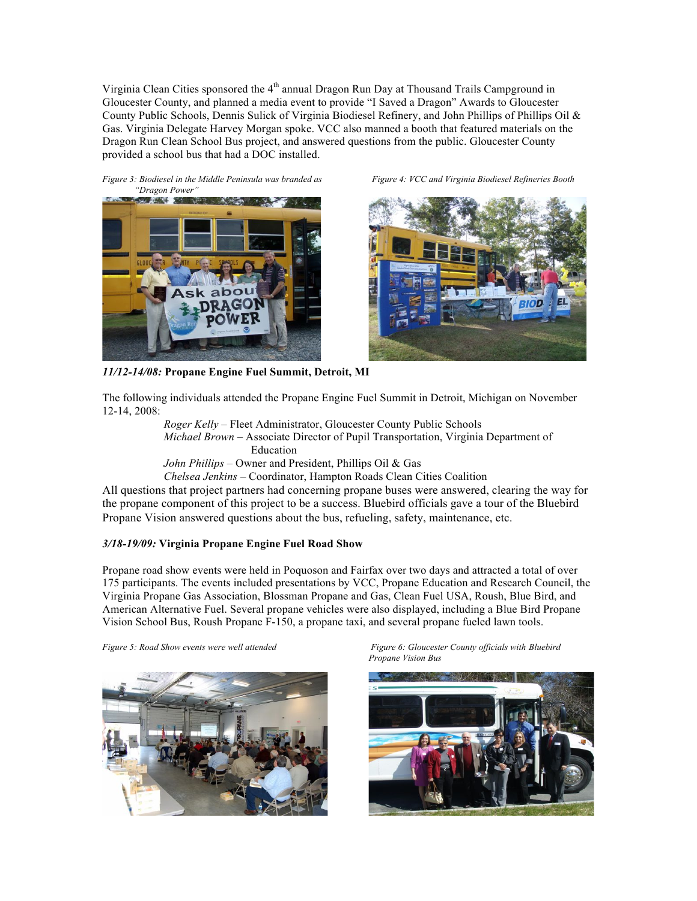Virginia Clean Cities sponsored the 4th annual Dragon Run Day at Thousand Trails Campground in Gloucester County, and planned a media event to provide "I Saved a Dragon" Awards to Gloucester County Public Schools, Dennis Sulick of Virginia Biodiesel Refinery, and John Phillips of Phillips Oil & Gas. Virginia Delegate Harvey Morgan spoke. VCC also manned a booth that featured materials on the Dragon Run Clean School Bus project, and answered questions from the public. Gloucester County provided a school bus that had a DOC installed.

*Figure 3: Biodiesel in the Middle Peninsula was branded as "Dragon Power"*

*Figure 4: VCC and Virginia Biodiesel Refineries Booth*

***11/12-14/08:*** **Propane Engine Fuel Summit, Detroit, MI**

The following individuals attended the Propane Engine Fuel Summit in Detroit, Michigan on November 12-14, 2008:

- *Roger Kelly* – Fleet Administrator, Gloucester County Public Schools
- *Michael Brown* – Associate Director of Pupil Transportation, Virginia Department of Education
- *John Phillips* – Owner and President, Phillips Oil & Gas
- *Chelsea Jenkins* – Coordinator, Hampton Roads Clean Cities Coalition

All questions that project partners had concerning propane buses were answered, clearing the way for the propane component of this project to be a success. Bluebird officials gave a tour of the Bluebird Propane Vision answered questions about the bus, refueling, safety, maintenance, etc.

***3/18-19/09:*** **Virginia Propane Engine Fuel Road Show**

Propane road show events were held in Poquoson and Fairfax over two days and attracted a total of over 175 participants. The events included presentations by VCC, Propane Education and Research Council, the Virginia Propane Gas Association, Blossman Propane and Gas, Clean Fuel USA, Roush, Blue Bird, and American Alternative Fuel. Several propane vehicles were also displayed, including a Blue Bird Propane Vision School Bus, Roush Propane F-150, a propane taxi, and several propane fueled lawn tools.

*Figure 5: Road Show events were well attended*

*Figure 6: Gloucester County officials with Bluebird Propane Vision Bus*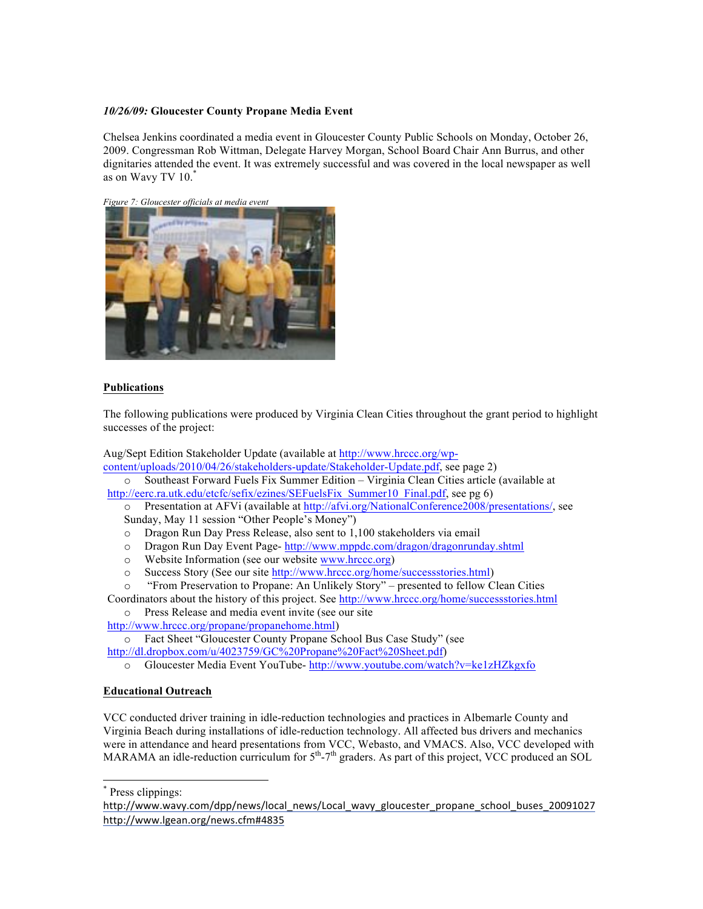***10/26/09:* Gloucester County Propane Media Event**

Chelsea Jenkins coordinated a media event in Gloucester County Public Schools on Monday, October 26, 2009. Congressman Rob Wittman, Delegate Harvey Morgan, School Board Chair Ann Burrus, and other dignitaries attended the event. It was extremely successful and was covered in the local newspaper as well as on Wavy TV 10.*

*Figure 7: Gloucester officials at media event*

## Publications

The following publications were produced by Virginia Clean Cities throughout the grant period to highlight successes of the project:

Aug/Sept Edition Stakeholder Update (available at http://www.hrccc.org/wp-content/uploads/2010/04/26/stakeholders-update/Stakeholder-Update.pdf, see page 2)

- Southeast Forward Fuels Fix Summer Edition – Virginia Clean Cities article (available at http://eerc.ra.utk.edu/etcfc/sefix/ezines/SEFuelsFix_Summer10_Final.pdf, see pg 6)
- Presentation at AFVi (available at http://afvi.org/NationalConference2008/presentations/, see Sunday, May 11 session "Other People's Money")
- Dragon Run Day Press Release, also sent to 1,100 stakeholders via email
- Dragon Run Day Event Page- http://www.mppdc.com/dragon/dragonrunday.shtml
- Website Information (see our website www.hrccc.org)
- Success Story (See our site http://www.hrccc.org/home/successstories.html)
- "From Preservation to Propane: An Unlikely Story" – presented to fellow Clean Cities Coordinators about the history of this project. See http://www.hrccc.org/home/successstories.html
- Press Release and media event invite (see our site http://www.hrccc.org/propane/propanehome.html)
- Fact Sheet "Gloucester County Propane School Bus Case Study" (see http://dl.dropbox.com/u/4023759/GC%20Propane%20Fact%20Sheet.pdf)
- Gloucester Media Event YouTube- http://www.youtube.com/watch?v=ke1zHZkgxfo

## Educational Outreach

VCC conducted driver training in idle-reduction technologies and practices in Albemarle County and Virginia Beach during installations of idle-reduction technology. All affected bus drivers and mechanics were in attendance and heard presentations from VCC, Webasto, and VMACS. Also, VCC developed with MARAMA an idle-reduction curriculum for 5th-7th graders. As part of this project, VCC produced an SOL

---

* Press clippings:
http://www.wavy.com/dpp/news/local_news/Local_wavy_gloucester_propane_school_buses_20091027
http://www.lgean.org/news.cfm#4835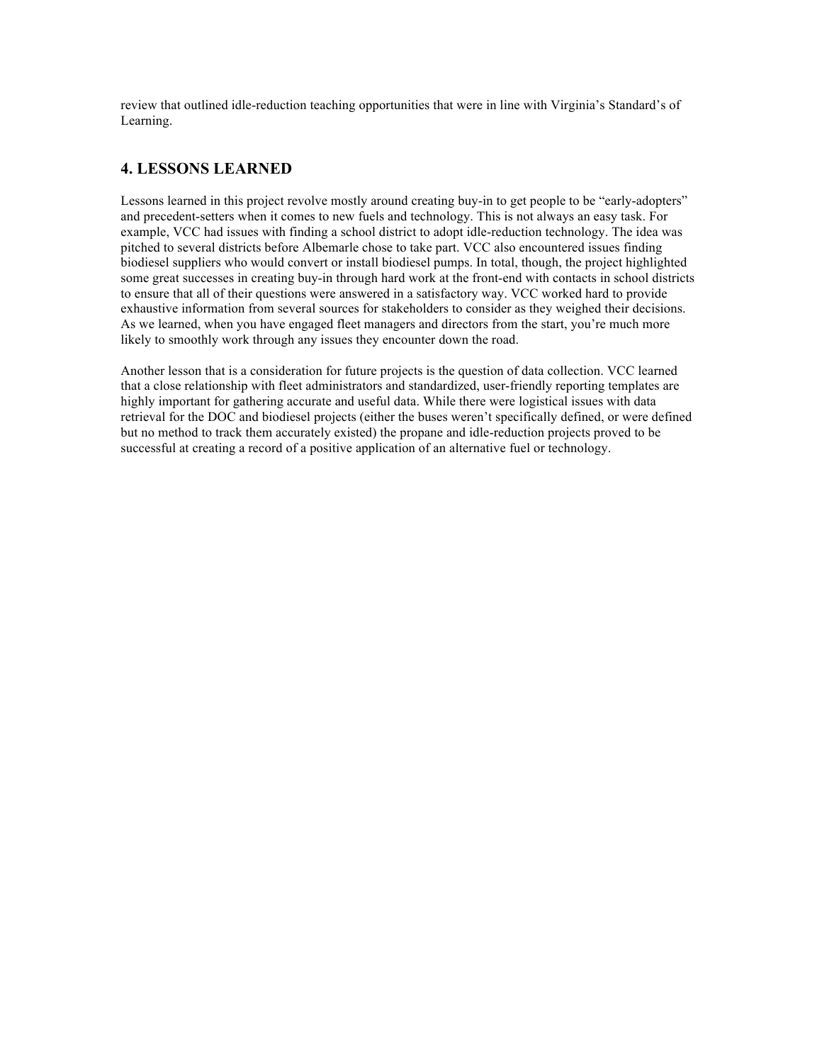review that outlined idle-reduction teaching opportunities that were in line with Virginia's Standard's of Learning.

## 4. LESSONS LEARNED

Lessons learned in this project revolve mostly around creating buy-in to get people to be "early-adopters" and precedent-setters when it comes to new fuels and technology. This is not always an easy task. For example, VCC had issues with finding a school district to adopt idle-reduction technology. The idea was pitched to several districts before Albemarle chose to take part. VCC also encountered issues finding biodiesel suppliers who would convert or install biodiesel pumps. In total, though, the project highlighted some great successes in creating buy-in through hard work at the front-end with contacts in school districts to ensure that all of their questions were answered in a satisfactory way. VCC worked hard to provide exhaustive information from several sources for stakeholders to consider as they weighed their decisions. As we learned, when you have engaged fleet managers and directors from the start, you're much more likely to smoothly work through any issues they encounter down the road.

Another lesson that is a consideration for future projects is the question of data collection. VCC learned that a close relationship with fleet administrators and standardized, user-friendly reporting templates are highly important for gathering accurate and useful data. While there were logistical issues with data retrieval for the DOC and biodiesel projects (either the buses weren't specifically defined, or were defined but no method to track them accurately existed) the propane and idle-reduction projects proved to be successful at creating a record of a positive application of an alternative fuel or technology.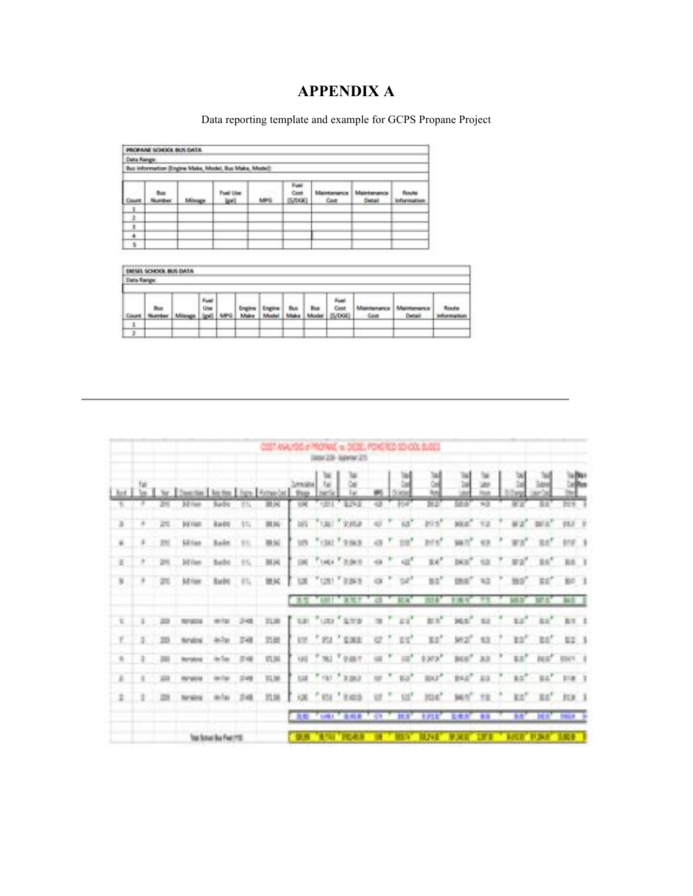# APPENDIX A

Data reporting template and example for GCPS Propane Project

| PROPANE SCHOOL BUS DATA | | | | | | | | |
|---|---|---|---|---|---|---|---|---|
| Data Range: | | | | | | | | |
| Bus Information (Engine Make, Model, Bus Make, Model): | | | | | | | | |
| Count | Bus Number | Mileage | Fuel Use (gal) | MPG | Fuel Cost ($/DGE) | Maintenance Cost | Maintenance Detail | Route Information |
| 1 | | | | | | | | |
| 2 | | | | | | | | |
| 3 | | | | | | | | |
| 4 | | | | | | | | |
| 5 | | | | | | | | |

| DIESEL SCHOOL BUS DATA | | | | | | | | | | | | |
|---|---|---|---|---|---|---|---|---|---|---|---|---|
| Data Range: | | | | | | | | | | | | |
| Count | Bus Number | Mileage | Fuel Use (gal) | MPG | Engine Make | Engine Model | Bus Make | Bus Model | Fuel Cost ($/DGE) | Maintenance Cost | Maintenance Detail | Route Information |
| 1 | | | | | | | | | | | | |
| 2 | | | | | | | | | | | | |

---

COST ANALYSIS of PROPANE vs. DIESEL POWERED SCHOOL BUSES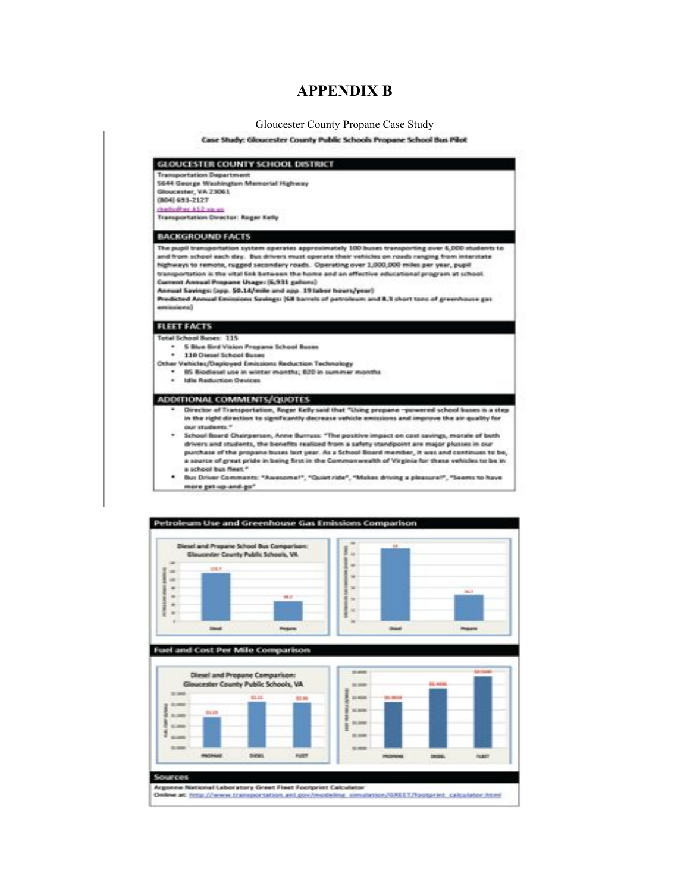# APPENDIX B

Gloucester County Propane Case Study

**Case Study: Gloucester County Public Schools Propane School Bus Pilot**

## GLOUCESTER COUNTY SCHOOL DISTRICT

Transportation Department
5644 George Washington Memorial Highway
Gloucester, VA 23061
(804) 693-2127
rkelly@gc.k12.va.us
Transportation Director: Roger Kelly

## BACKGROUND FACTS

The pupil transportation system operates approximately 100 buses transporting over 6,000 students to and from school each day. Bus drivers must operate their vehicles on roads ranging from interstate highways to remote, rugged secondary roads. Operating over 1,000,000 miles per year, pupil transportation is the vital link between the home and an effective educational program at school.
**Current Annual Propane Usage:** (6,931 gallons)
**Annual Savings:** (app. $0.14/mile and app. 19 labor hours/year)
**Predicted Annual Emissions Savings:** (68 barrels of petroleum and 8.3 short tons of greenhouse gas emissions)

## FLEET FACTS

Total School Buses: 115

- 5 Blue Bird Vision Propane School Buses
- 110 Diesel School Buses

Other Vehicles/Deployed Emissions Reduction Technology

- B5 Biodiesel use in winter months; B20 in summer months
- Idle Reduction Devices

## ADDITIONAL COMMENTS/QUOTES

- Director of Transportation, Roger Kelly said that "Using propane –powered school buses is a step in the right direction to significantly decrease vehicle emissions and improve the air quality for our students."
- School Board Chairperson, Anne Burruss: "The positive impact on cost savings, morale of both drivers and students, the benefits realized from a safety standpoint are major plusses in our purchase of the propane buses last year. As a School Board member, it was and continues to be, a source of great pride in being first in the Commonwealth of Virginia for these vehicles to be in a school bus fleet."
- Bus Driver Comments: "Awesome!", "Quiet ride", "Makes driving a pleasure!", "Seems to have more get-up-and-go"

## Petroleum Use and Greenhouse Gas Emissions Comparison

Diesel and Propane School Bus Comparison: Gloucester County Public Schools, VA

Diesel
Propane

Diesel
Propane

## Fuel and Cost Per Mile Comparison

Diesel and Propane Comparison: Gloucester County Public Schools, VA

PROPANE
DIESEL
FLEET

PROPANE
DIESEL
FLEET

## Sources

Argonne National Laboratory Greet Fleet Footprint Calculator
Online at: http://www.transportation.anl.gov/modeling_simulation/GREET/footprint_calculator.html